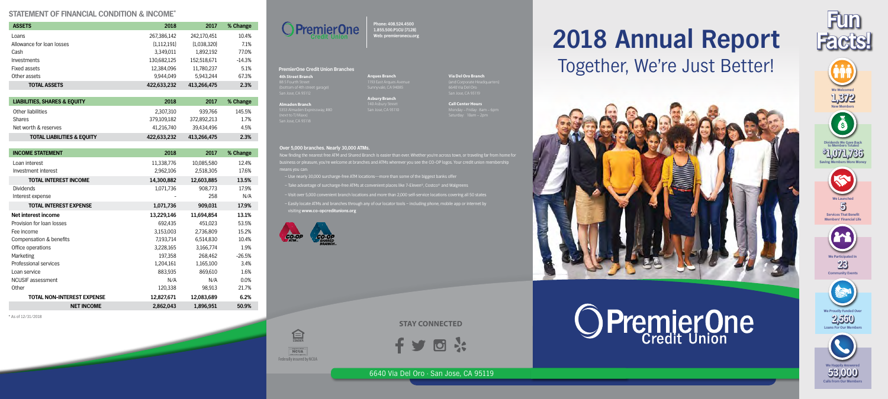## STATEMENT OF FINANCIAL CONDITION & INCOME*

| ASSETS | 2018 | 2017 | % Change |
|---|---|---|---|
| Loans | 267,386,142 | 242,170,451 | 10.4% |
| Allowance for loan losses | (1,112,191) | (1,038,320) | 7.1% |
| Cash | 3,349,011 | 1,892,192 | 77.0% |
| Investments | 130,682,125 | 152,518,671 | -14.3% |
| Fixed assets | 12,384,096 | 11,780,237 | 5.1% |
| Other assets | 9,944,049 | 5,943,244 | 67.3% |
| **TOTAL ASSETS** | **422,633,232** | **413,266,475** | **2.3%** |

| LIABILITIES, SHARES & EQUITY | 2018 | 2017 | % Change |
|---|---|---|---|
| Other liabilities | 2,307,310 | 939,766 | 145.5% |
| Shares | 379,109,182 | 372,892,213 | 1.7% |
| Net worth & reserves | 41,216,740 | 39,434,496 | 4.5% |
| **TOTAL LIABILITIES & EQUITY** | **422,633,232** | **413,266,475** | **2.3%** |

| INCOME STATEMENT | 2018 | 2017 | % Change |
|---|---|---|---|
| Loan interest | 11,338,776 | 10,085,580 | 12.4% |
| Investment interest | 2,962,106 | 2,518,305 | 17.6% |
| **TOTAL INTEREST INCOME** | **14,300,882** | **12,603,885** | **13.5%** |
| Dividends | 1,071,736 | 908,773 | 17.9% |
| Interest expense | - | 258 | N/A |
| **TOTAL INTEREST EXPENSE** | **1,071,736** | **909,031** | **17.9%** |
| **Net interest income** | **13,229,146** | **11,694,854** | **13.1%** |
| Provision for loan losses | 692,435 | 451,023 | 53.5% |
| Fee income | 3,153,003 | 2,736,809 | 15.2% |
| Compensation & benefits | 7,193,714 | 6,514,830 | 10.4% |
| Office operations | 3,228,165 | 3,166,774 | 1.9% |
| Marketing | 197,358 | 268,462 | -26.5% |
| Professional services | 1,204,161 | 1,165,100 | 3.4% |
| Loan service | 883,935 | 869,610 | 1.6% |
| NCUSIF assessment | N/A | N/A | 0.0% |
| Other | 120,338 | 98,913 | 21.7% |
| **TOTAL NON-INTEREST EXPENSE** | **12,827,671** | **12,083,689** | **6.2%** |
| **NET INCOME** | **2,862,043** | **1,896,951** | **50.9%** |

* As of 12/31/2018

PremierOne Credit Union

Phone: 408.524.4500
1.855.500.P1CU (7128)
Web: premieronecu.org

### PremierOne Credit Union Branches

**4th Street Branch**
88 S Fourth Street
(bottom of 4th street garage)
San Jose, CA 95112

**Almaden Branch**
5353 Almaden Expressway, #80
(next to TJ Maxx)
San Jose, CA 95118

**Arques Branch**
1193 East Arques Avenue
Sunnyvale, CA 94085

**Asbury Branch**
148 Asbury Street
San Jose, CA 95110

**Via Del Oro Branch**
(and Corporate Headquarters)
6640 Via Del Oro
San Jose, CA 95119

**Call Center Hours**
Monday – Friday: 8am – 6pm
Saturday: 10am – 2pm

### Over 5,000 branches. Nearly 30,000 ATMs.

Now finding the nearest free ATM and Shared Branch is easier than ever. Whether you're across town, or traveling far from home for business or pleasure, you're welcome at branches and ATMs wherever you see the CO-OP logos. Your credit union membership means you can:

– Use nearly 30,000 surcharge-free ATM locations—more than some of the biggest banks offer

– Take advantage of surcharge-free ATMs at convenient places like 7-Eleven®, Costco® and Walgreens

– Visit over 5,000 convenient branch locations and more than 2,000 self-service locations covering all 50 states

– Easily locate ATMs and branches through any of our locator tools – including phone, mobile app or internet by visiting **www.co-opcreditunions.org**

CO-OP ATM
CO-OP SHARED BRANCH

Federally insured by NCUA

**STAY CONNECTED**

6640 Via Del Oro · San Jose, CA 95119

# 2018 Annual Report

## Together, We're Just Better!

PremierOne Credit Union

## Fun Facts!

We Welcomed **1,372** New Members

Dividends We Gave Back to Members Totaled **$1,071,736** Saving Members More Money

We Launched **5** Services That Benefit Members' Financial Life

We Participated In **23** Community Events

We Proudly Funded Over **2,560** Loans For Our Members

We Happily Answered **53,000** Calls from Our Members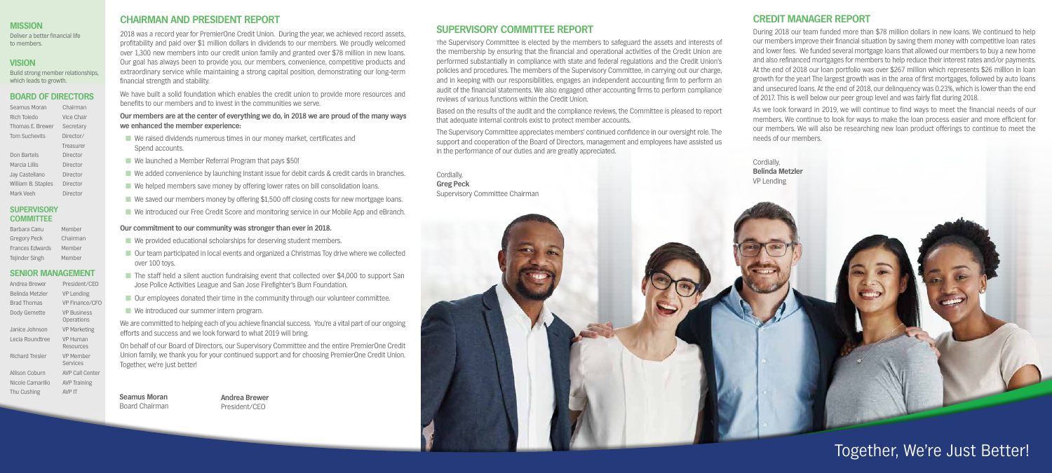## MISSION

Deliver a better financial life to members.

## VISION

Build strong member relationships, which leads to growth.

## BOARD OF DIRECTORS

| | |
|---|---|
| Seamus Moran | Chairman |
| Rich Toledo | Vice Chair |
| Thomas E. Brewer | Secretary |
| Tom Suchevits | Director/ Treasurer |
| Don Bartels | Director |
| Marcia Lillis | Director |
| Jay Castellano | Director |
| William B. Staples | Director |
| Mark Veeh | Director |

## SUPERVISORY COMMITTEE

| | |
|---|---|
| Barbara Canu | Member |
| Gregory Peck | Chairman |
| Frances Edwards | Member |
| Tejinder Singh | Member |

## SENIOR MANAGEMENT

| | |
|---|---|
| Andrea Brewer | President/CEO |
| Belinda Metzler | VP Lending |
| Brad Thomas | VP Finance/CFO |
| Dody Gemette | VP Business Operations |
| Janice Johnson | VP Marketing |
| Lecia Roundtree | VP Human Resources |
| Richard Tresler | VP Member Services |
| Allison Coburn | AVP Call Center |
| Nicole Camarillo | AVP Training |
| Thu Cushing | AVP IT |

## CHAIRMAN AND PRESIDENT REPORT

2018 was a record year for PremierOne Credit Union. During the year, we achieved record assets, profitability and paid over $1 million dollars in dividends to our members. We proudly welcomed over 1,300 new members into our credit union family and granted over $78 million in new loans. Our goal has always been to provide you, our members, convenience, competitive products and extraordinary service while maintaining a strong capital position, demonstrating our long-term financial strength and stability.

We have built a solid foundation which enables the credit union to provide more resources and benefits to our members and to invest in the communities we serve.

**Our members are at the center of everything we do, in 2018 we are proud of the many ways we enhanced the member experience:**

- We raised dividends numerous times in our money market, certificates and Spend accounts.
- We launched a Member Referral Program that pays $50!
- We added convenience by launching Instant issue for debit cards & credit cards in branches.
- We helped members save money by offering lower rates on bill consolidation loans.
- We saved our members money by offering $1,500 off closing costs for new mortgage loans.
- We introduced our Free Credit Score and monitoring service in our Mobile App and eBranch.

**Our commitment to our community was stronger than ever in 2018.**

- We provided educational scholarships for deserving student members.
- Our team participated in local events and organized a Christmas Toy drive where we collected over 100 toys.
- The staff held a silent auction fundraising event that collected over $4,000 to support San Jose Police Activities League and San Jose Firefighter's Burn Foundation.
- Our employees donated their time in the community through our volunteer committee.
- We introduced our summer intern program.

We are committed to helping each of you achieve financial success. You're a vital part of our ongoing efforts and success and we look forward to what 2019 will bring.

On behalf of our Board of Directors, our Supervisory Committee and the entire PremierOne Credit Union family, we thank you for your continued support and for choosing PremierOne Credit Union. Together, we're just better!

**Seamus Moran**
Board Chairman

**Andrea Brewer**
President/CEO

## SUPERVISORY COMMITTEE REPORT

The Supervisory Committee is elected by the members to safeguard the assets and interests of the membership by ensuring that the financial and operational activities of the Credit Union are performed substantially in compliance with state and federal regulations and the Credit Union's policies and procedures. The members of the Supervisory Committee, in carrying out our charge, and in keeping with our responsibilities, engages an independent accounting firm to perform an audit of the financial statements. We also engaged other accounting firms to perform compliance reviews of various functions within the Credit Union.

Based on the results of the audit and the compliance reviews, the Committee is pleased to report that adequate internal controls exist to protect member accounts.

The Supervisory Committee appreciates members' continued confidence in our oversight role. The support and cooperation of the Board of Directors, management and employees have assisted us in the performance of our duties and are greatly appreciated.

Cordially,
**Greg Peck**
Supervisory Committee Chairman

## CREDIT MANAGER REPORT

During 2018 our team funded more than $78 million dollars in new loans. We continued to help our members improve their financial situation by saving them money with competitive loan rates and lower fees. We funded several mortgage loans that allowed our members to buy a new home and also refinanced mortgages for members to help reduce their interest rates and/or payments. At the end of 2018 our loan portfolio was over $267 million which represents $26 million in loan growth for the year! The largest growth was in the area of first mortgages, followed by auto loans and unsecured loans. At the end of 2018, our delinquency was 0.23%, which is lower than the end of 2017. This is well below our peer group level and was fairly flat during 2018.

As we look forward in 2019, we will continue to find ways to meet the financial needs of our members. We continue to look for ways to make the loan process easier and more efficient for our members. We will also be researching new loan product offerings to continue to meet the needs of our members.

Cordially,
**Belinda Metzler**
VP Lending

# Together, We're Just Better!